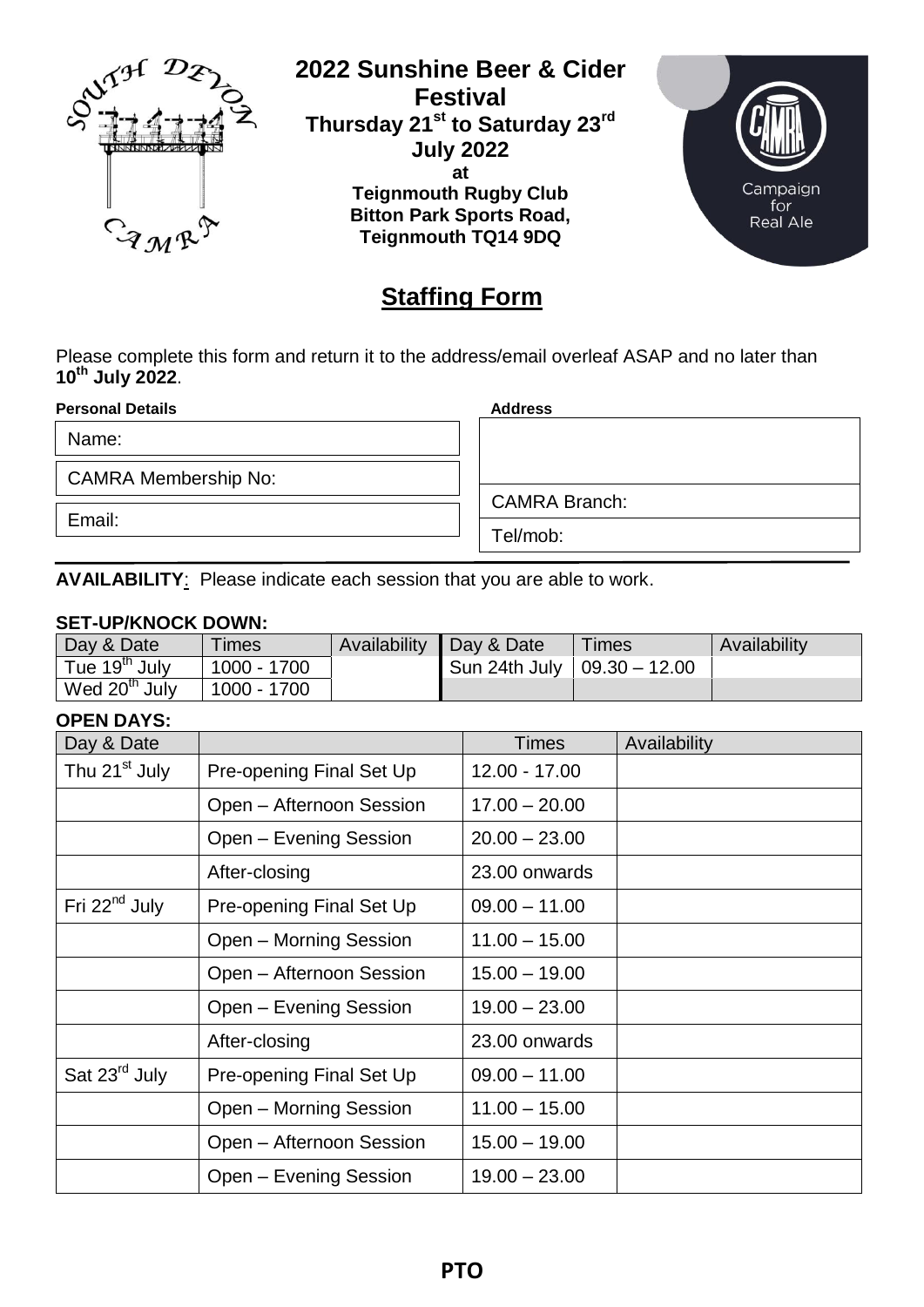# 2022 Sunshine Beer & Cider Festival

**Thursday 21st to Saturday 23rd July 2022**

**at**

**Teignmouth Rugby Club**
**Bitton Park Sports Road,**
**Teignmouth TQ14 9DQ**

## Staffing Form

Please complete this form and return it to the address/email overleaf ASAP and no later than **10th July 2022**.

| **Personal Details** | **Address** |
|---|---|
| Name: | |
| CAMRA Membership No: | |
| Email: | CAMRA Branch: |
| | Tel/mob: |

**AVAILABILITY**: Please indicate each session that you are able to work.

### SET-UP/KNOCK DOWN:

| Day & Date | Times | Availability | Day & Date | Times | Availability |
|---|---|---|---|---|---|
| Tue 19th July | 1000 - 1700 | | Sun 24th July | 09.30 – 12.00 | |
| Wed 20th July | 1000 - 1700 | | | | |

### OPEN DAYS:

| Day & Date | | Times | Availability |
|---|---|---|---|
| Thu 21st July | Pre-opening Final Set Up | 12.00 - 17.00 | |
| | Open – Afternoon Session | 17.00 – 20.00 | |
| | Open – Evening Session | 20.00 – 23.00 | |
| | After-closing | 23.00 onwards | |
| Fri 22nd July | Pre-opening Final Set Up | 09.00 – 11.00 | |
| | Open – Morning Session | 11.00 – 15.00 | |
| | Open – Afternoon Session | 15.00 – 19.00 | |
| | Open – Evening Session | 19.00 – 23.00 | |
| | After-closing | 23.00 onwards | |
| Sat 23rd July | Pre-opening Final Set Up | 09.00 – 11.00 | |
| | Open – Morning Session | 11.00 – 15.00 | |
| | Open – Afternoon Session | 15.00 – 19.00 | |
| | Open – Evening Session | 19.00 – 23.00 | |

**PTO**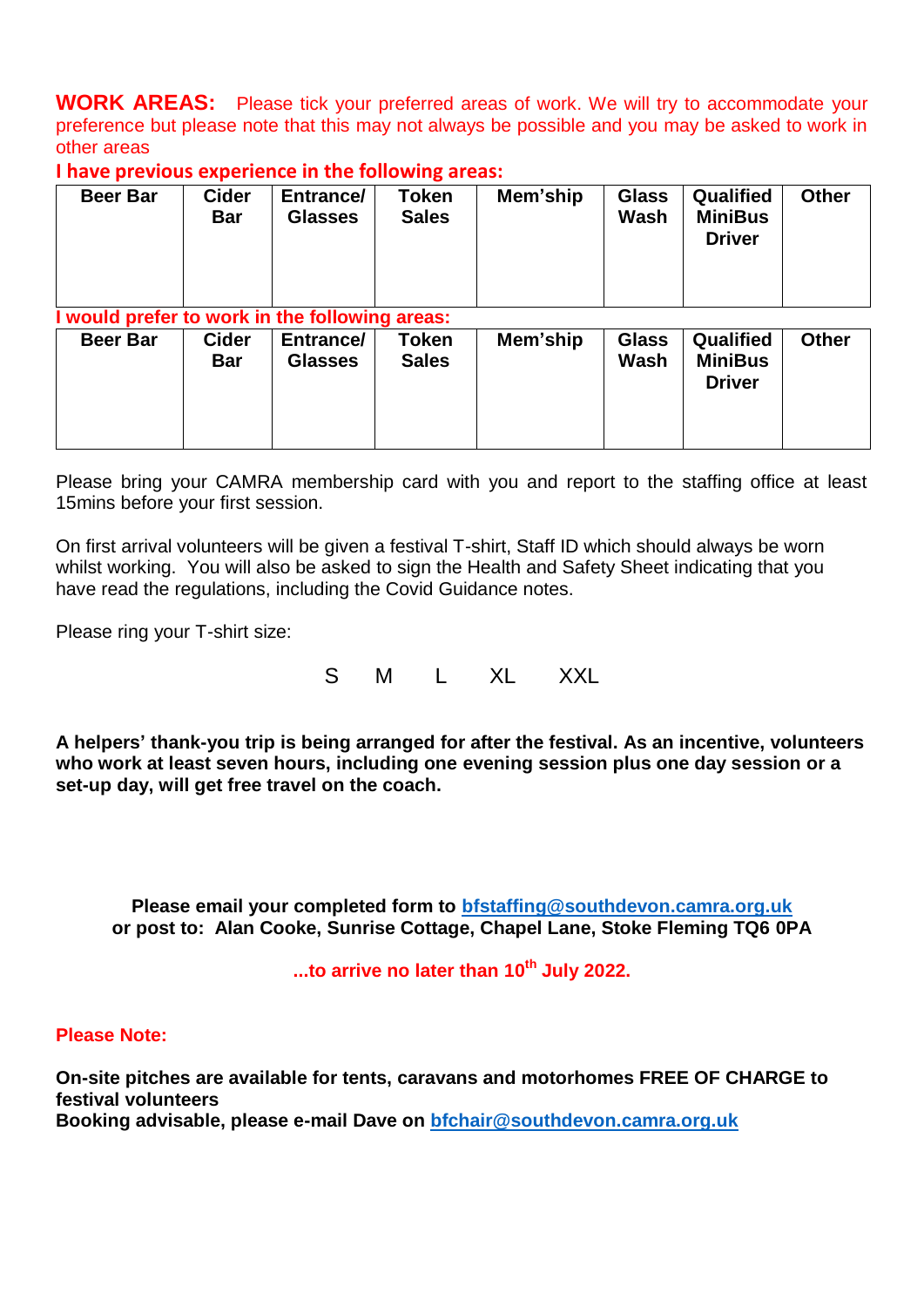**WORK AREAS:** Please tick your preferred areas of work. We will try to accommodate your preference but please note that this may not always be possible and you may be asked to work in other areas

**I have previous experience in the following areas:**

| Beer Bar | Cider Bar | Entrance/ Glasses | Token Sales | Mem'ship | Glass Wash | Qualified MiniBus Driver | Other |
|---|---|---|---|---|---|---|---|
| | | | | | | | |

**I would prefer to work in the following areas:**

| Beer Bar | Cider Bar | Entrance/ Glasses | Token Sales | Mem'ship | Glass Wash | Qualified MiniBus Driver | Other |
|---|---|---|---|---|---|---|---|
| | | | | | | | |

Please bring your CAMRA membership card with you and report to the staffing office at least 15mins before your first session.

On first arrival volunteers will be given a festival T-shirt, Staff ID which should always be worn whilst working. You will also be asked to sign the Health and Safety Sheet indicating that you have read the regulations, including the Covid Guidance notes.

Please ring your T-shirt size:

S M L XL XXL

**A helpers' thank-you trip is being arranged for after the festival. As an incentive, volunteers who work at least seven hours, including one evening session plus one day session or a set-up day, will get free travel on the coach.**

**Please email your completed form to bfstaffing@southdevon.camra.org.uk**
**or post to: Alan Cooke, Sunrise Cottage, Chapel Lane, Stoke Fleming TQ6 0PA**

**...to arrive no later than 10th July 2022.**

**Please Note:**

**On-site pitches are available for tents, caravans and motorhomes FREE OF CHARGE to festival volunteers**
**Booking advisable, please e-mail Dave on bfchair@southdevon.camra.org.uk**